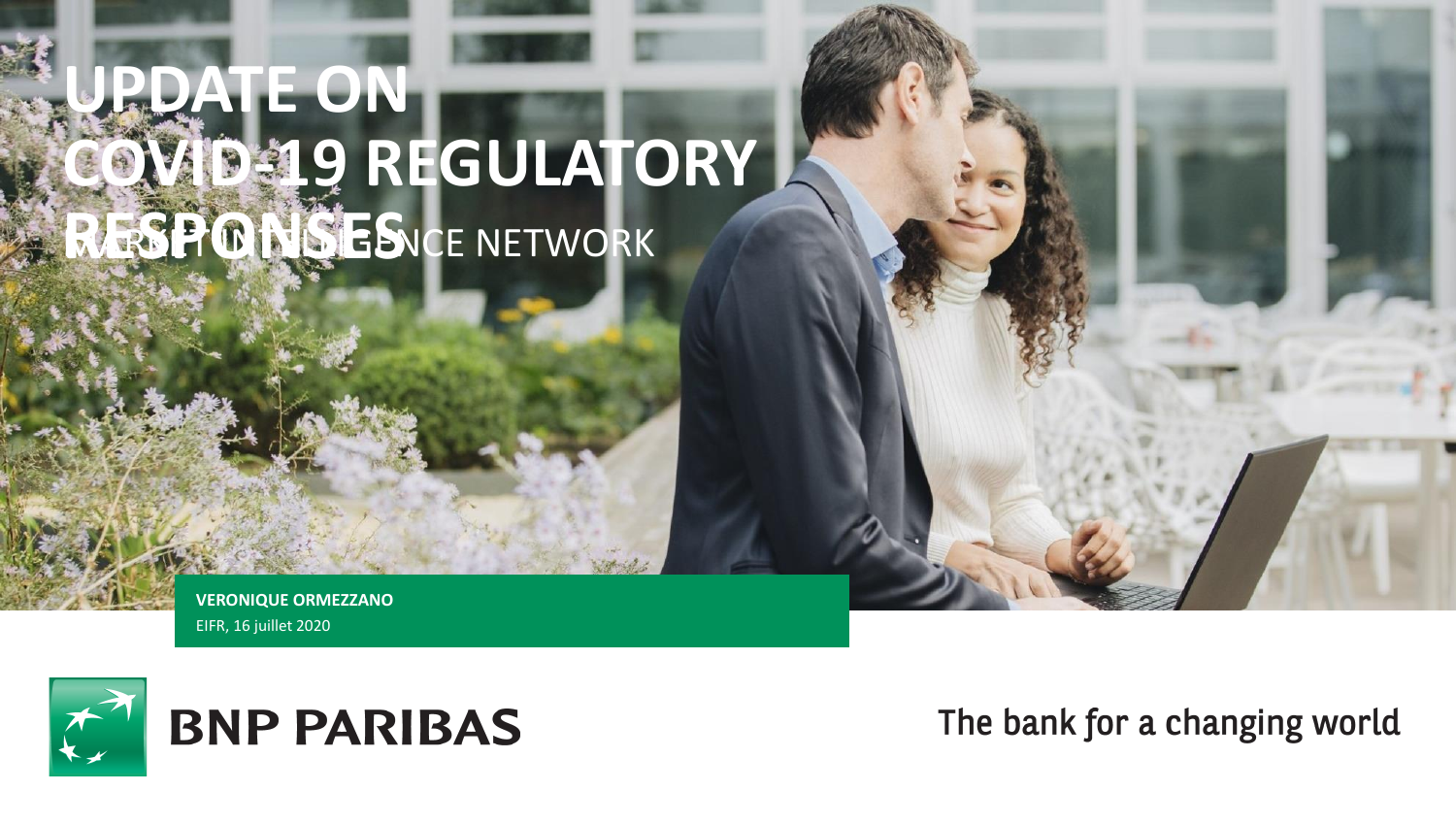# UPDATE ON COVID-19 REGULATORY RESPONSES

MARKET INTELLIGENCE NETWORK

**VERONIQUE ORMEZZANO**

EIFR, 16 juillet 2020

**BNP PARIBAS**

The bank for a changing world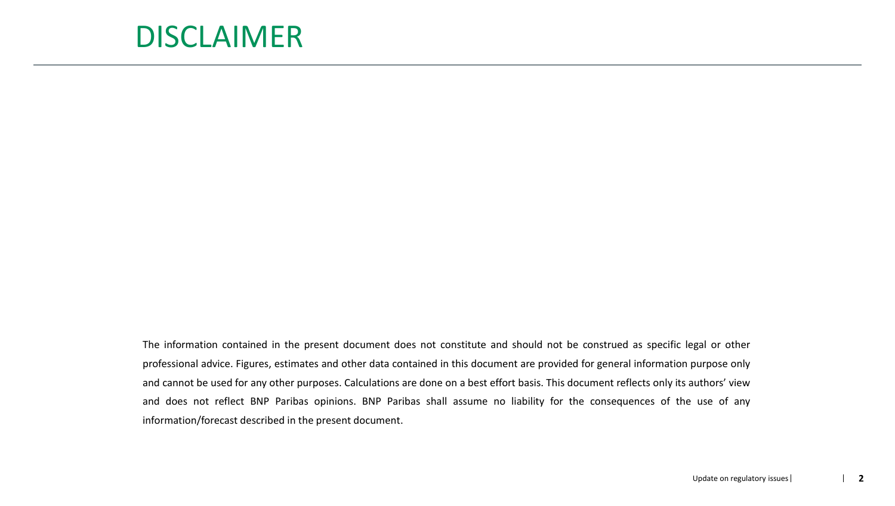# DISCLAIMER

The information contained in the present document does not constitute and should not be construed as specific legal or other professional advice. Figures, estimates and other data contained in this document are provided for general information purpose only and cannot be used for any other purposes. Calculations are done on a best effort basis. This document reflects only its authors' view and does not reflect BNP Paribas opinions. BNP Paribas shall assume no liability for the consequences of the use of any information/forecast described in the present document.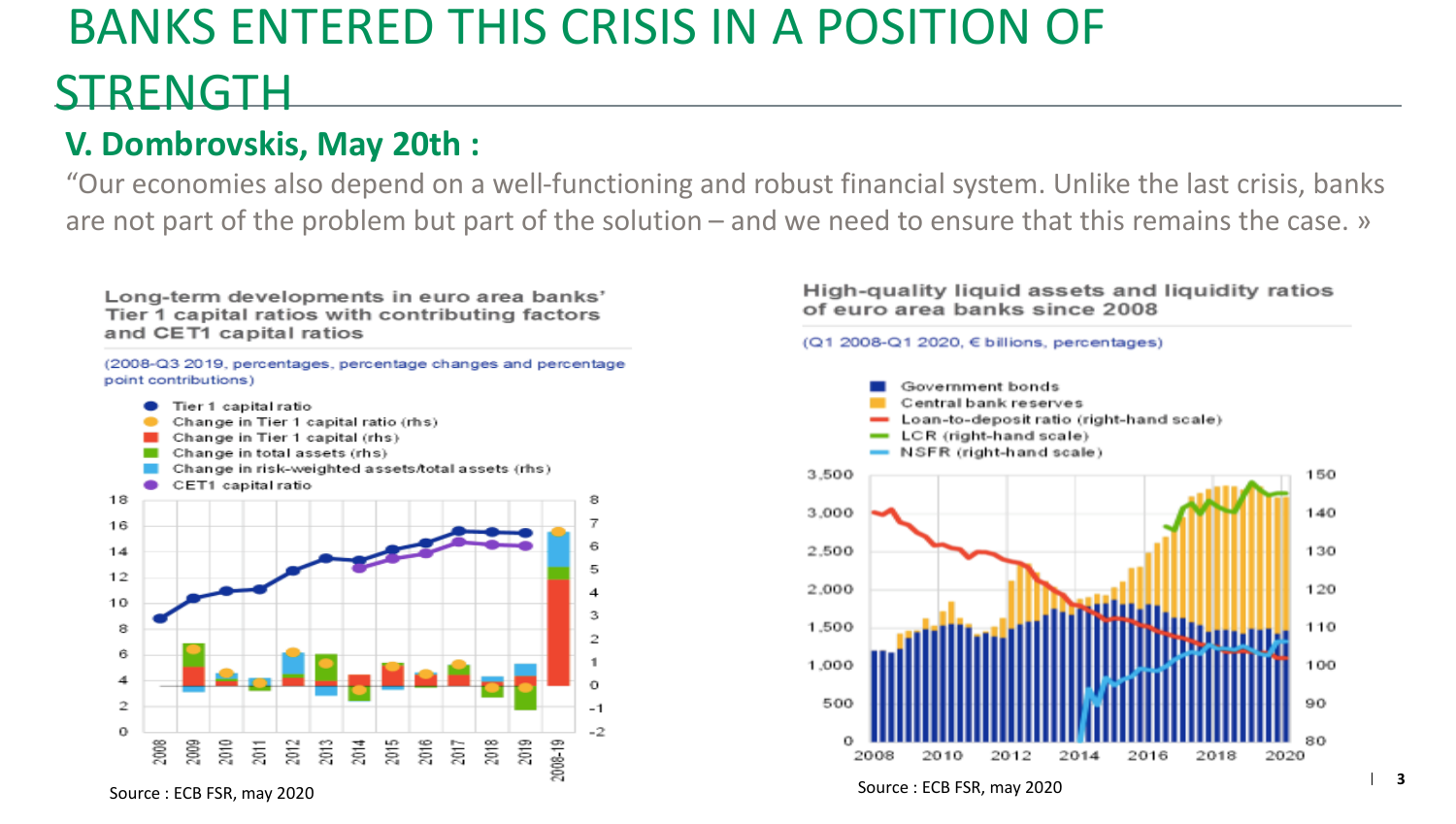# BANKS ENTERED THIS CRISIS IN A POSITION OF STRENGTH

## V. Dombrovskis, May 20th :

“Our economies also depend on a well-functioning and robust financial system. Unlike the last crisis, banks are not part of the problem but part of the solution – and we need to ensure that this remains the case. »

**Long-term developments in euro area banks' Tier 1 capital ratios with contributing factors and CET1 capital ratios**

(2008-Q3 2019, percentages, percentage changes and percentage point contributions)

- Tier 1 capital ratio
- Change in Tier 1 capital ratio (rhs)
- Change in Tier 1 capital (rhs)
- Change in total assets (rhs)
- Change in risk-weighted assets/total assets (rhs)
- CET1 capital ratio

Source : ECB FSR, may 2020

**High-quality liquid assets and liquidity ratios of euro area banks since 2008**

(Q1 2008-Q1 2020, € billions, percentages)

- Government bonds
- Central bank reserves
- Loan-to-deposit ratio (right-hand scale)
- LCR (right-hand scale)
- NSFR (right-hand scale)

Source : ECB FSR, may 2020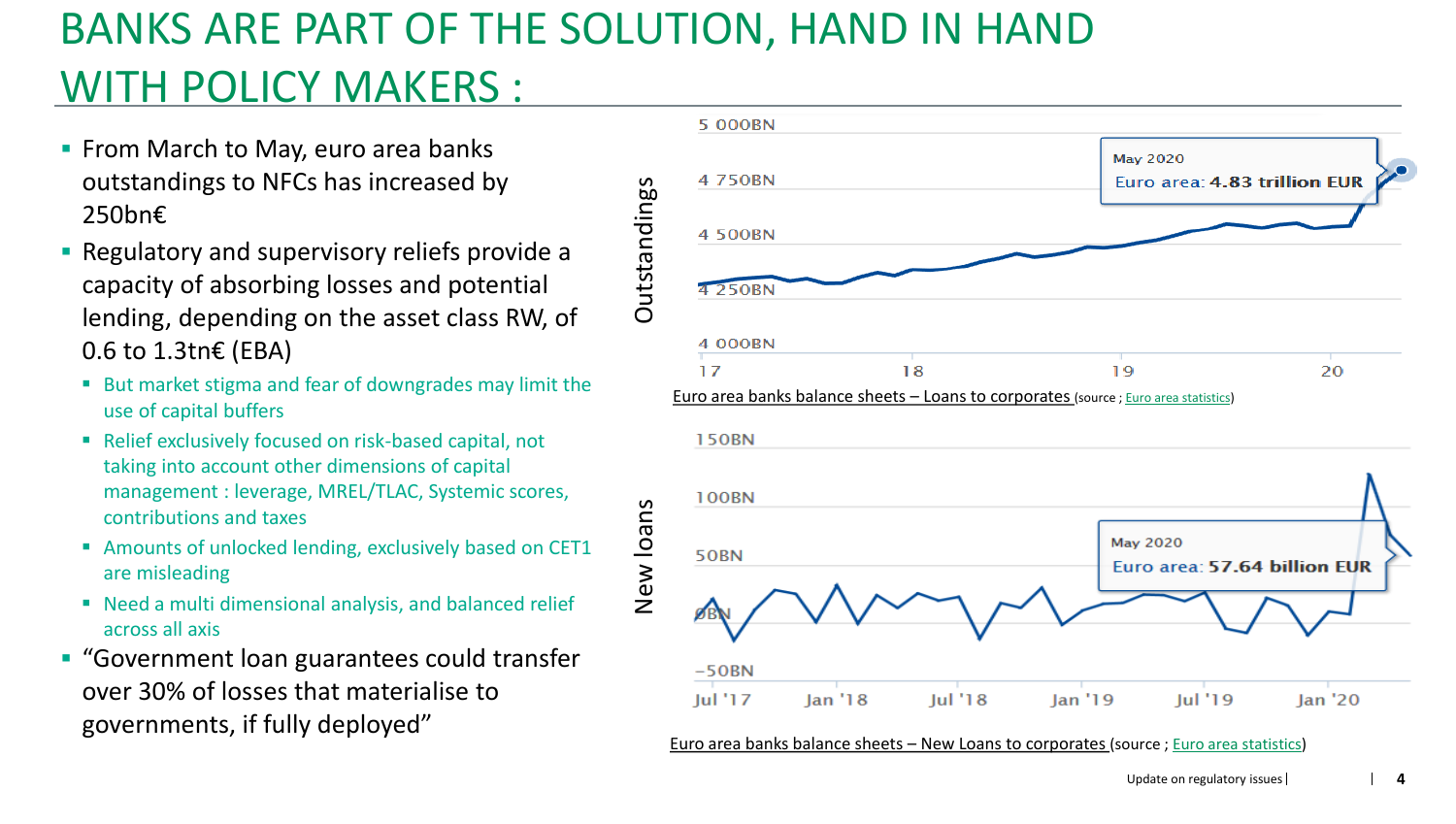# BANKS ARE PART OF THE SOLUTION, HAND IN HAND WITH POLICY MAKERS :

- From March to May, euro area banks outstandings to NFCs has increased by 250bn€
- Regulatory and supervisory reliefs provide a capacity of absorbing losses and potential lending, depending on the asset class RW, of 0.6 to 1.3tn€ (EBA)
  - But market stigma and fear of downgrades may limit the use of capital buffers
  - Relief exclusively focused on risk-based capital, not taking into account other dimensions of capital management : leverage, MREL/TLAC, Systemic scores, contributions and taxes
  - Amounts of unlocked lending, exclusively based on CET1 are misleading
  - Need a multi dimensional analysis, and balanced relief across all axis
- "Government loan guarantees could transfer over 30% of losses that materialise to governments, if fully deployed"

Outstandings

May 2020
Euro area: 4.83 trillion EUR

Euro area banks balance sheets – Loans to corporates (source ; Euro area statistics)

New loans

May 2020
Euro area: 57.64 billion EUR

Euro area banks balance sheets – New Loans to corporates (source ; Euro area statistics)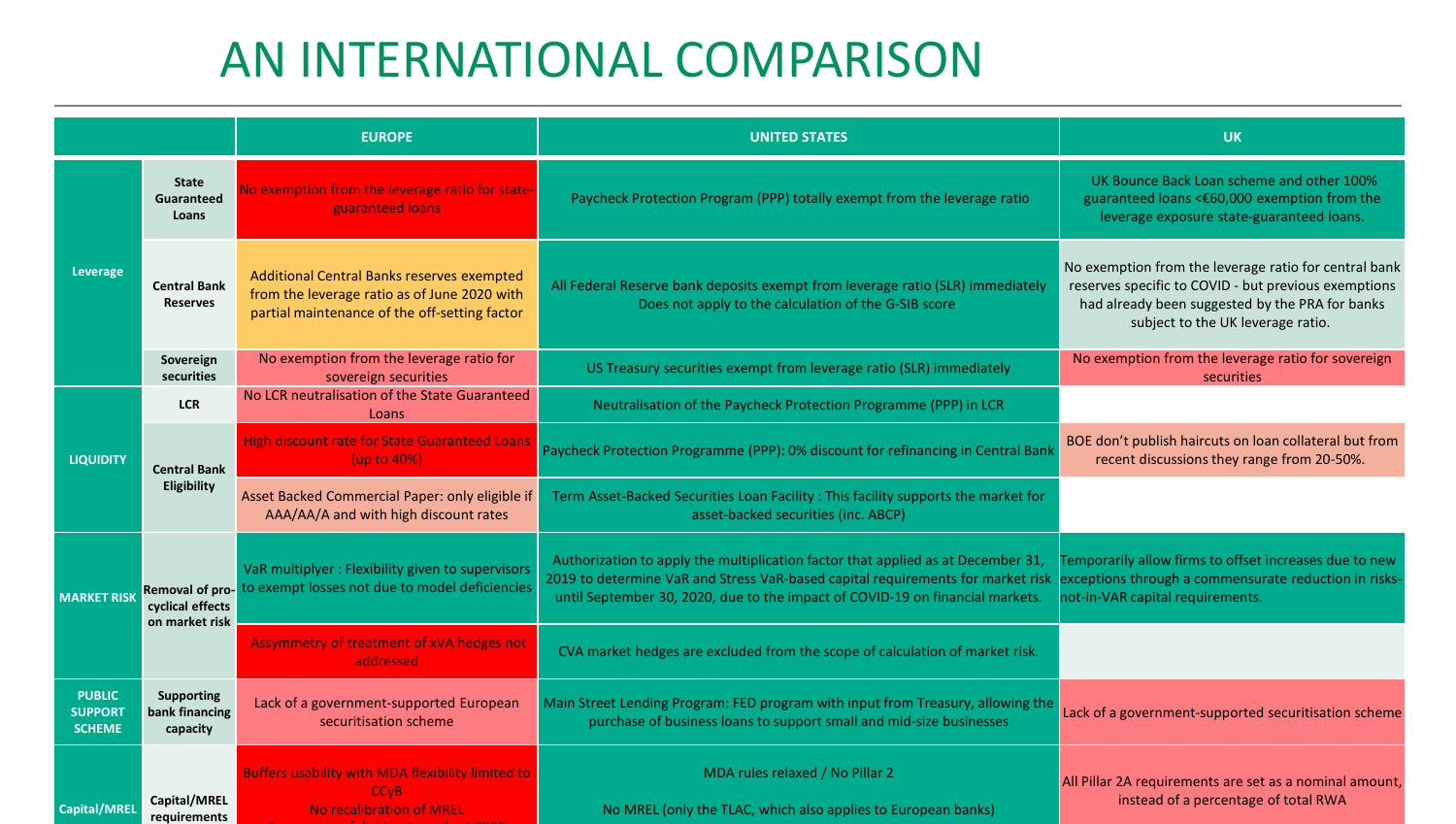# AN INTERNATIONAL COMPARISON

| | | EUROPE | UNITED STATES | UK |
|---|---|---|---|---|
| Leverage | State Guaranteed Loans | No exemption from the leverage ratio for state-guaranteed loans | Paycheck Protection Program (PPP) totally exempt from the leverage ratio | UK Bounce Back Loan scheme and other 100% guaranteed loans <€60,000 exemption from the leverage exposure state-guaranteed loans. |
| | Central Bank Reserves | Additional Central Banks reserves exempted from the leverage ratio as of June 2020 with partial maintenance of the off-setting factor | All Federal Reserve bank deposits exempt from leverage ratio (SLR) immediately Does not apply to the calculation of the G-SIB score | No exemption from the leverage ratio for central bank reserves specific to COVID - but previous exemptions had already been suggested by the PRA for banks subject to the UK leverage ratio. |
| | Sovereign securities | No exemption from the leverage ratio for sovereign securities | US Treasury securities exempt from leverage ratio (SLR) immediately | No exemption from the leverage ratio for sovereign securities |
| LIQUIDITY | LCR | No LCR neutralisation of the State Guaranteed Loans | Neutralisation of the Paycheck Protection Programme (PPP) in LCR | |
| | Central Bank Eligibility | High discount rate for State Guaranteed Loans (up to 40%) | Paycheck Protection Programme (PPP): 0% discount for refinancing in Central Bank | BOE don't publish haircuts on loan collateral but from recent discussions they range from 20-50%. |
| | | Asset Backed Commercial Paper: only eligible if AAA/AA/A and with high discount rates | Term Asset-Backed Securities Loan Facility : This facility supports the market for asset-backed securities (inc. ABCP) | |
| MARKET RISK | Removal of pro-cyclical effects on market risk | VaR multiplyer : Flexibility given to supervisors to exempt losses not due to model deficiencies | Authorization to apply the multiplication factor that applied as at December 31, 2019 to determine VaR and Stress VaR-based capital requirements for market risk until September 30, 2020, due to the impact of COVID-19 on financial markets. | Temporarily allow firms to offset increases due to new exceptions through a commensurate reduction in risks-not-in-VAR capital requirements. |
| | | Assymmetry of treatment of xVA hedges not addressed | CVA market hedges are excluded from the scope of calculation of market risk. | |
| PUBLIC SUPPORT SCHEME | Supporting bank financing capacity | Lack of a government-supported European securitisation scheme | Main Street Lending Program: FED program with input from Treasury, allowing the purchase of business loans to support small and mid-size businesses | Lack of a government-supported securitisation scheme |
| Capital/MREL | Capital/MREL requirements | Buffers usability with MDA flexibility limited to CCyB<br>No recalibration of MREL | MDA rules relaxed / No Pillar 2<br><br>No MREL (only the TLAC, which also applies to European banks) | All Pillar 2A requirements are set as a nominal amount, instead of a percentage of total RWA |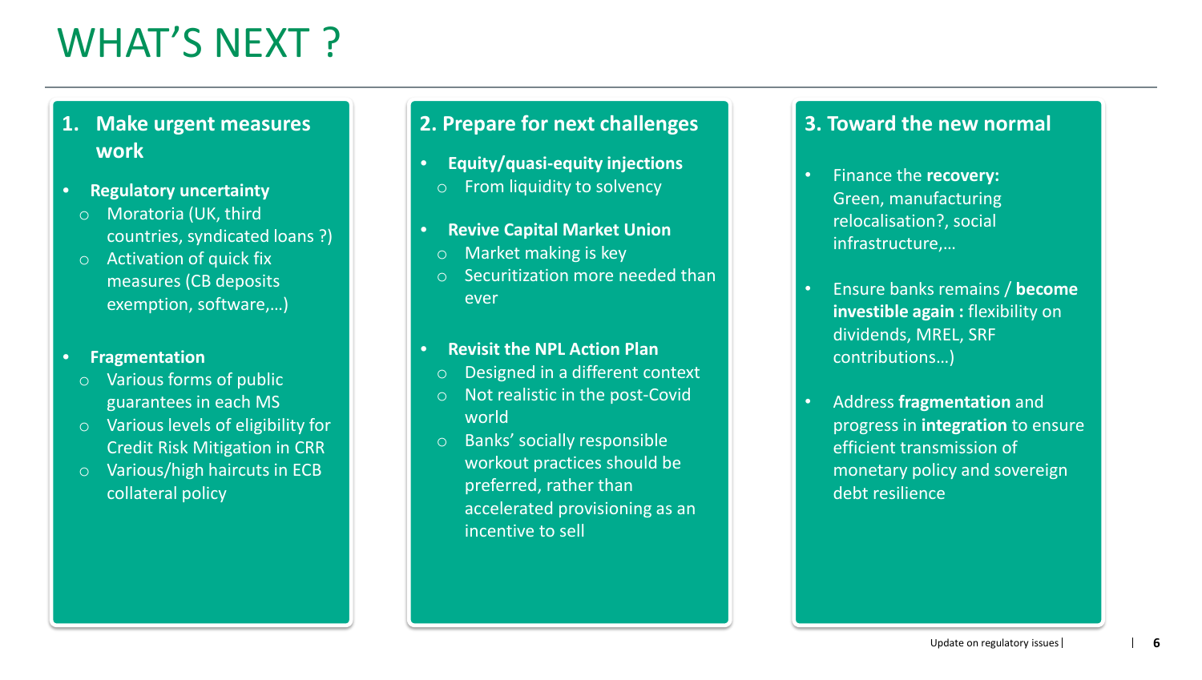# WHAT'S NEXT ?

## 1. Make urgent measures work

- **Regulatory uncertainty**
  - Moratoria (UK, third countries, syndicated loans ?)
  - Activation of quick fix measures (CB deposits exemption, software,…)
- **Fragmentation**
  - Various forms of public guarantees in each MS
  - Various levels of eligibility for Credit Risk Mitigation in CRR
  - Various/high haircuts in ECB collateral policy

## 2. Prepare for next challenges

- **Equity/quasi-equity injections**
  - From liquidity to solvency
- **Revive Capital Market Union**
  - Market making is key
  - Securitization more needed than ever
- **Revisit the NPL Action Plan**
  - Designed in a different context
  - Not realistic in the post-Covid world
  - Banks' socially responsible workout practices should be preferred, rather than accelerated provisioning as an incentive to sell

## 3. Toward the new normal

- Finance the **recovery:** Green, manufacturing relocalisation?, social infrastructure,…
- Ensure banks remains / **become investible again :** flexibility on dividends, MREL, SRF contributions…)
- Address **fragmentation** and progress in **integration** to ensure efficient transmission of monetary policy and sovereign debt resilience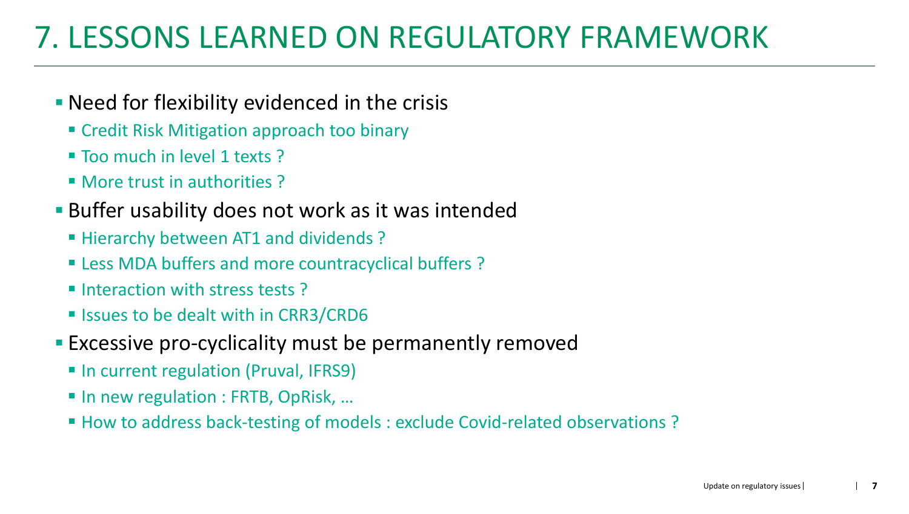# 7. LESSONS LEARNED ON REGULATORY FRAMEWORK

- Need for flexibility evidenced in the crisis
  - Credit Risk Mitigation approach too binary
  - Too much in level 1 texts ?
  - More trust in authorities ?
- Buffer usability does not work as it was intended
  - Hierarchy between AT1 and dividends ?
  - Less MDA buffers and more countracyclical buffers ?
  - Interaction with stress tests ?
  - Issues to be dealt with in CRR3/CRD6
- Excessive pro-cyclicality must be permanently removed
  - In current regulation (Pruval, IFRS9)
  - In new regulation : FRTB, OpRisk, …
  - How to address back-testing of models : exclude Covid-related observations ?